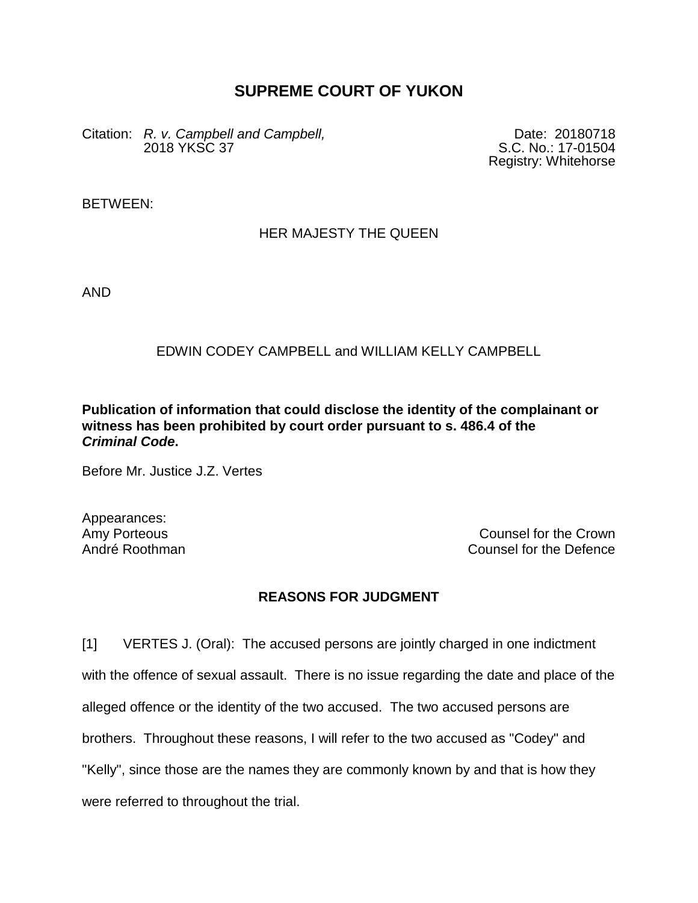# SUPREME COURT OF YUKON

Citation: *R. v. Campbell and Campbell,* 2018 YKSC 37

Date: 20180718
S.C. No.: 17-01504
Registry: Whitehorse

BETWEEN:

HER MAJESTY THE QUEEN

AND

EDWIN CODEY CAMPBELL and WILLIAM KELLY CAMPBELL

**Publication of information that could disclose the identity of the complainant or witness has been prohibited by court order pursuant to s. 486.4 of the *Criminal Code*.**

Before Mr. Justice J.Z. Vertes

Appearances:
Amy Porteous — Counsel for the Crown
André Roothman — Counsel for the Defence

## REASONS FOR JUDGMENT

[1] VERTES J. (Oral): The accused persons are jointly charged in one indictment with the offence of sexual assault. There is no issue regarding the date and place of the alleged offence or the identity of the two accused. The two accused persons are brothers. Throughout these reasons, I will refer to the two accused as "Codey" and "Kelly", since those are the names they are commonly known by and that is how they were referred to throughout the trial.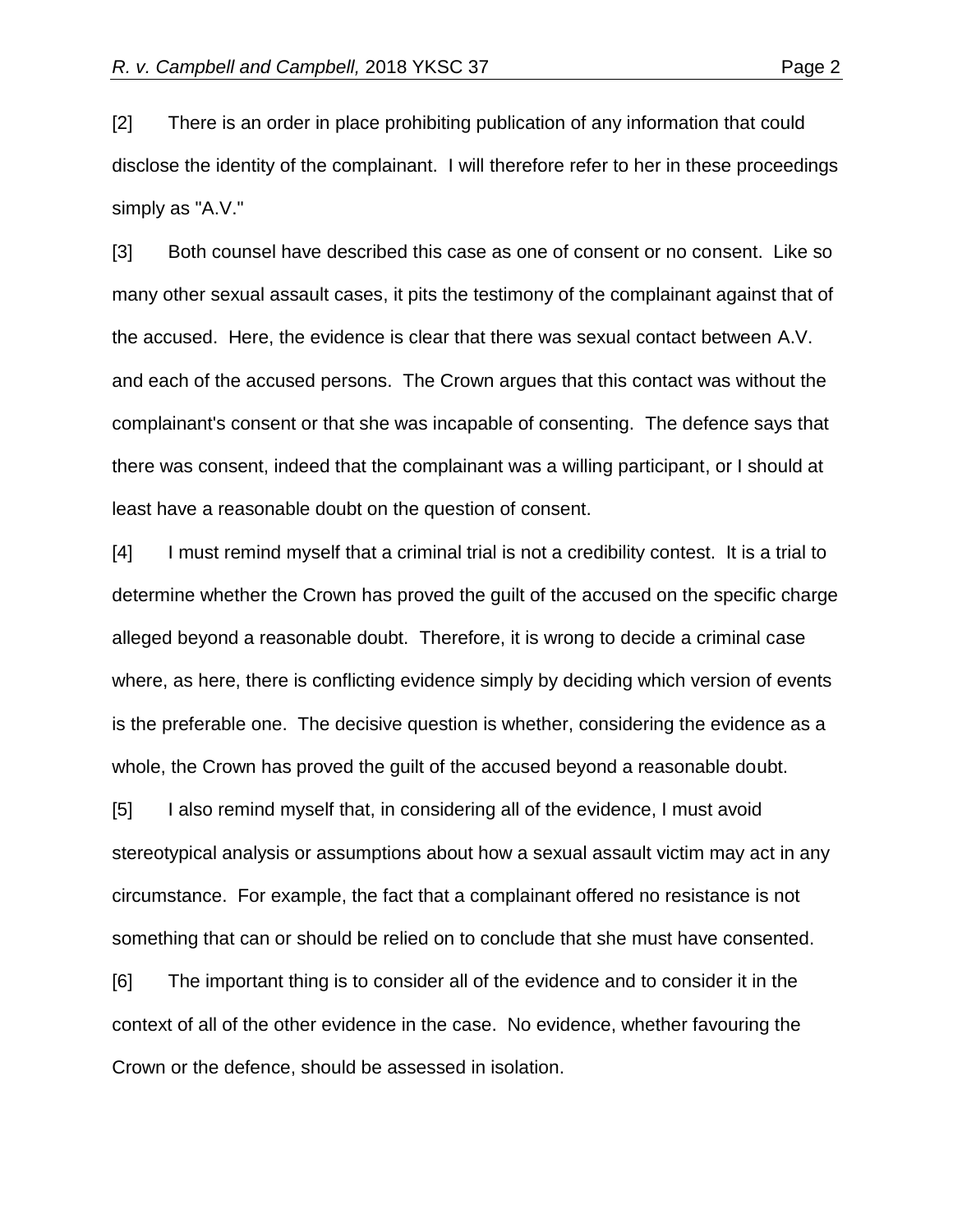[2] There is an order in place prohibiting publication of any information that could disclose the identity of the complainant. I will therefore refer to her in these proceedings simply as "A.V."

[3] Both counsel have described this case as one of consent or no consent. Like so many other sexual assault cases, it pits the testimony of the complainant against that of the accused. Here, the evidence is clear that there was sexual contact between A.V. and each of the accused persons. The Crown argues that this contact was without the complainant's consent or that she was incapable of consenting. The defence says that there was consent, indeed that the complainant was a willing participant, or I should at least have a reasonable doubt on the question of consent.

[4] I must remind myself that a criminal trial is not a credibility contest. It is a trial to determine whether the Crown has proved the guilt of the accused on the specific charge alleged beyond a reasonable doubt. Therefore, it is wrong to decide a criminal case where, as here, there is conflicting evidence simply by deciding which version of events is the preferable one. The decisive question is whether, considering the evidence as a whole, the Crown has proved the guilt of the accused beyond a reasonable doubt.

[5] I also remind myself that, in considering all of the evidence, I must avoid stereotypical analysis or assumptions about how a sexual assault victim may act in any circumstance. For example, the fact that a complainant offered no resistance is not something that can or should be relied on to conclude that she must have consented.

[6] The important thing is to consider all of the evidence and to consider it in the context of all of the other evidence in the case. No evidence, whether favouring the Crown or the defence, should be assessed in isolation.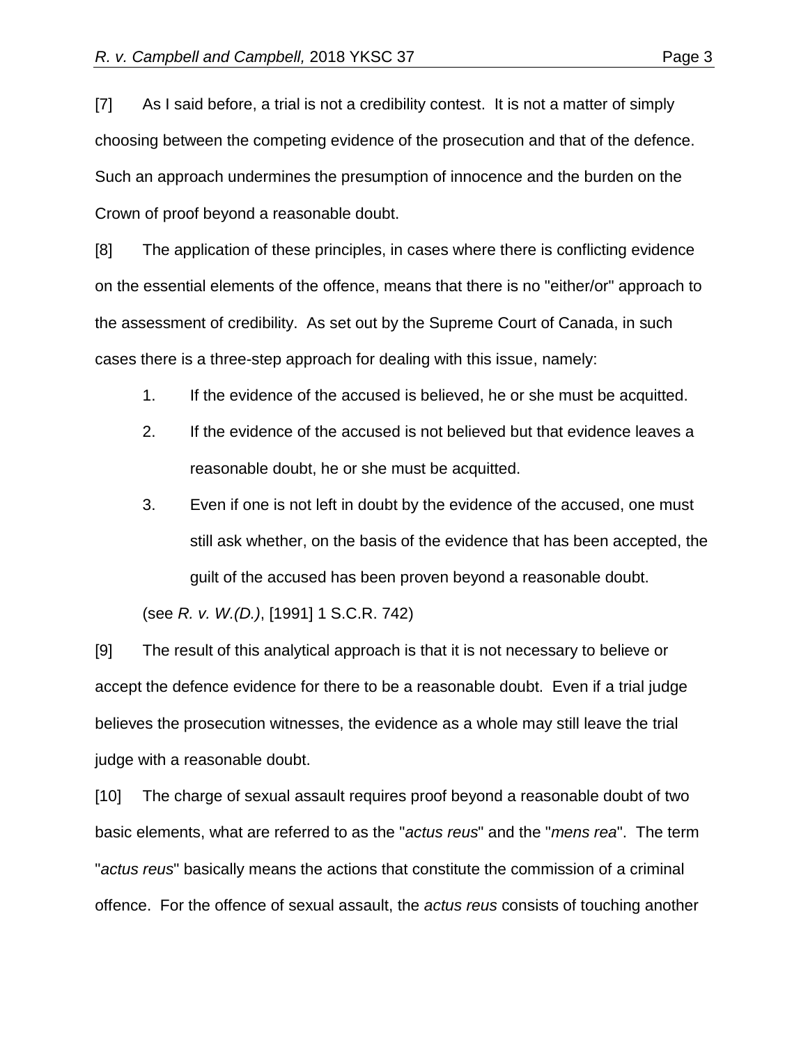[7] As I said before, a trial is not a credibility contest. It is not a matter of simply choosing between the competing evidence of the prosecution and that of the defence. Such an approach undermines the presumption of innocence and the burden on the Crown of proof beyond a reasonable doubt.

[8] The application of these principles, in cases where there is conflicting evidence on the essential elements of the offence, means that there is no "either/or" approach to the assessment of credibility. As set out by the Supreme Court of Canada, in such cases there is a three-step approach for dealing with this issue, namely:

1. If the evidence of the accused is believed, he or she must be acquitted.
2. If the evidence of the accused is not believed but that evidence leaves a reasonable doubt, he or she must be acquitted.
3. Even if one is not left in doubt by the evidence of the accused, one must still ask whether, on the basis of the evidence that has been accepted, the guilt of the accused has been proven beyond a reasonable doubt.

(see *R. v. W.(D.)*, [1991] 1 S.C.R. 742)

[9] The result of this analytical approach is that it is not necessary to believe or accept the defence evidence for there to be a reasonable doubt. Even if a trial judge believes the prosecution witnesses, the evidence as a whole may still leave the trial judge with a reasonable doubt.

[10] The charge of sexual assault requires proof beyond a reasonable doubt of two basic elements, what are referred to as the "*actus reus*" and the "*mens rea*". The term "*actus reus*" basically means the actions that constitute the commission of a criminal offence. For the offence of sexual assault, the *actus reus* consists of touching another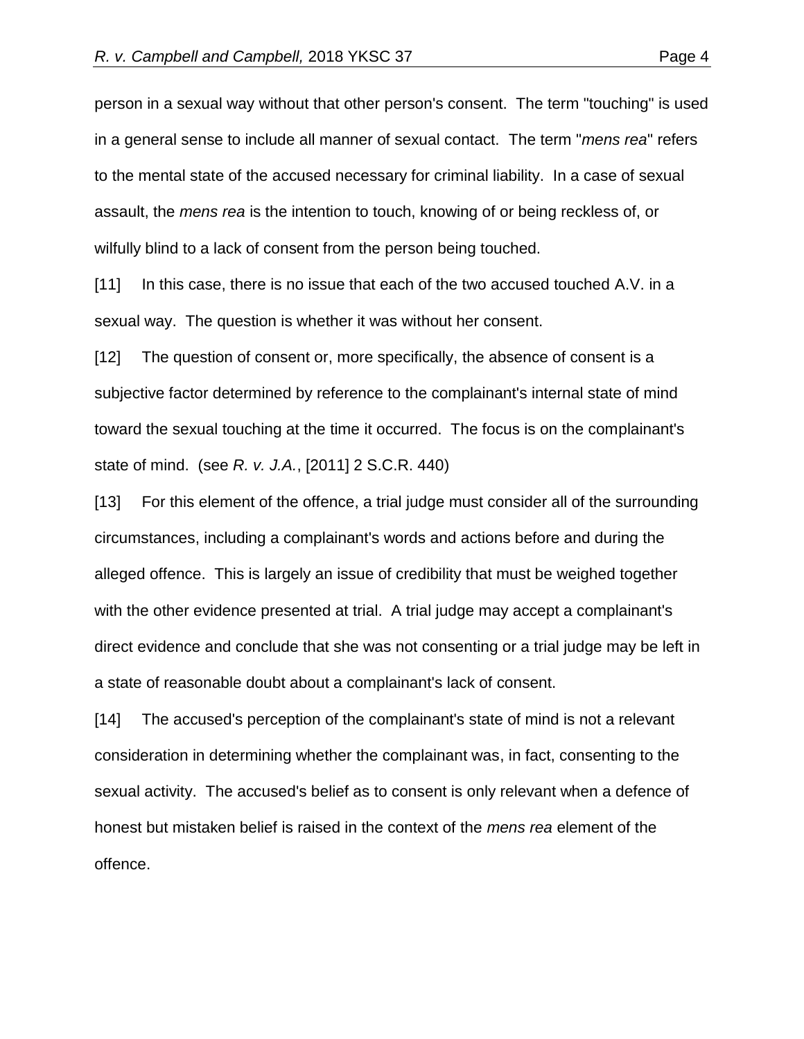person in a sexual way without that other person's consent. The term "touching" is used in a general sense to include all manner of sexual contact. The term "*mens rea*" refers to the mental state of the accused necessary for criminal liability. In a case of sexual assault, the *mens rea* is the intention to touch, knowing of or being reckless of, or wilfully blind to a lack of consent from the person being touched.

[11] In this case, there is no issue that each of the two accused touched A.V. in a sexual way. The question is whether it was without her consent.

[12] The question of consent or, more specifically, the absence of consent is a subjective factor determined by reference to the complainant's internal state of mind toward the sexual touching at the time it occurred. The focus is on the complainant's state of mind. (see *R. v. J.A.*, [2011] 2 S.C.R. 440)

[13] For this element of the offence, a trial judge must consider all of the surrounding circumstances, including a complainant's words and actions before and during the alleged offence. This is largely an issue of credibility that must be weighed together with the other evidence presented at trial. A trial judge may accept a complainant's direct evidence and conclude that she was not consenting or a trial judge may be left in a state of reasonable doubt about a complainant's lack of consent.

[14] The accused's perception of the complainant's state of mind is not a relevant consideration in determining whether the complainant was, in fact, consenting to the sexual activity. The accused's belief as to consent is only relevant when a defence of honest but mistaken belief is raised in the context of the *mens rea* element of the offence.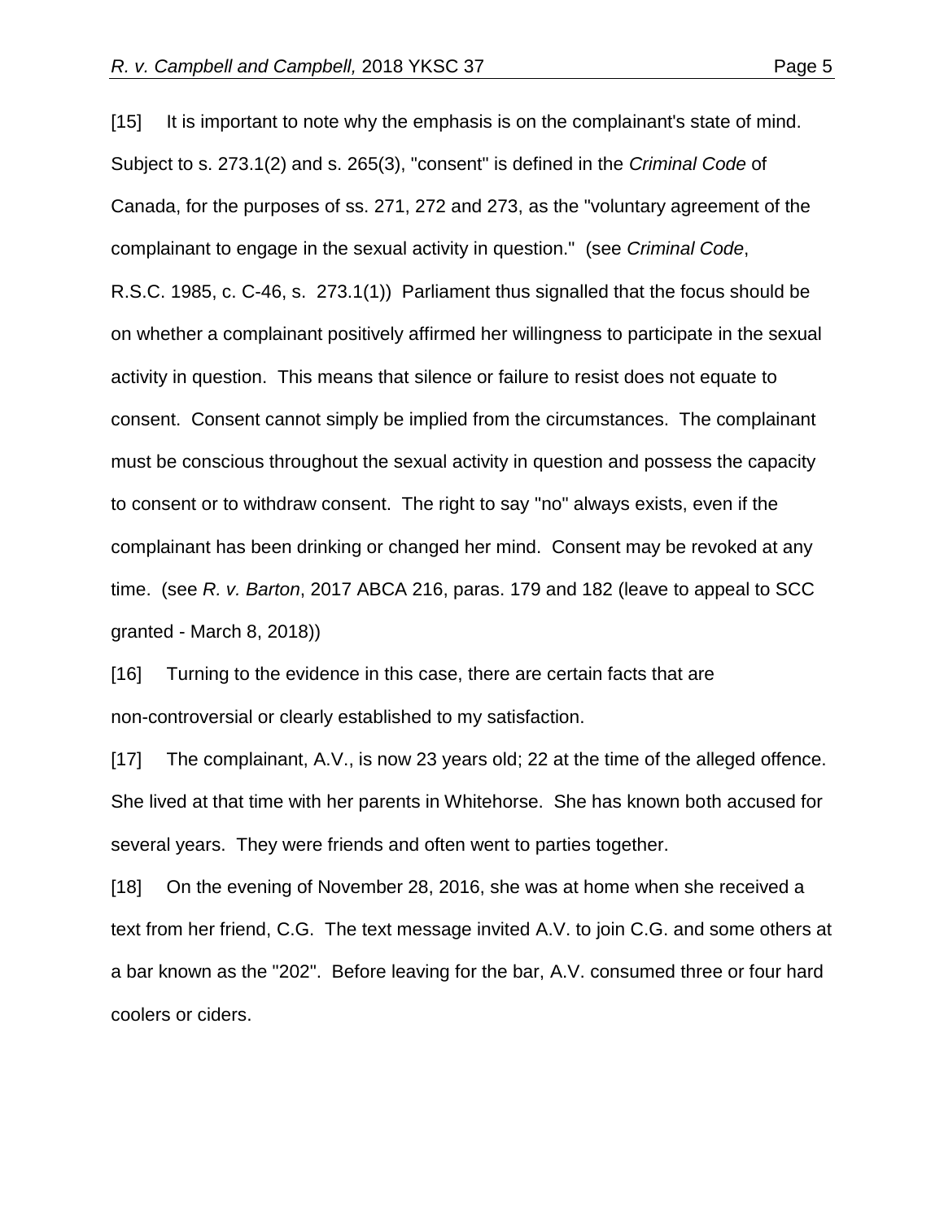[15] It is important to note why the emphasis is on the complainant's state of mind. Subject to s. 273.1(2) and s. 265(3), "consent" is defined in the *Criminal Code* of Canada, for the purposes of ss. 271, 272 and 273, as the "voluntary agreement of the complainant to engage in the sexual activity in question." (see *Criminal Code*, R.S.C. 1985, c. C-46, s. 273.1(1)) Parliament thus signalled that the focus should be on whether a complainant positively affirmed her willingness to participate in the sexual activity in question. This means that silence or failure to resist does not equate to consent. Consent cannot simply be implied from the circumstances. The complainant must be conscious throughout the sexual activity in question and possess the capacity to consent or to withdraw consent. The right to say "no" always exists, even if the complainant has been drinking or changed her mind. Consent may be revoked at any time. (see *R. v. Barton*, 2017 ABCA 216, paras. 179 and 182 (leave to appeal to SCC granted - March 8, 2018))

[16] Turning to the evidence in this case, there are certain facts that are non-controversial or clearly established to my satisfaction.

[17] The complainant, A.V., is now 23 years old; 22 at the time of the alleged offence. She lived at that time with her parents in Whitehorse. She has known both accused for several years. They were friends and often went to parties together.

[18] On the evening of November 28, 2016, she was at home when she received a text from her friend, C.G. The text message invited A.V. to join C.G. and some others at a bar known as the "202". Before leaving for the bar, A.V. consumed three or four hard coolers or ciders.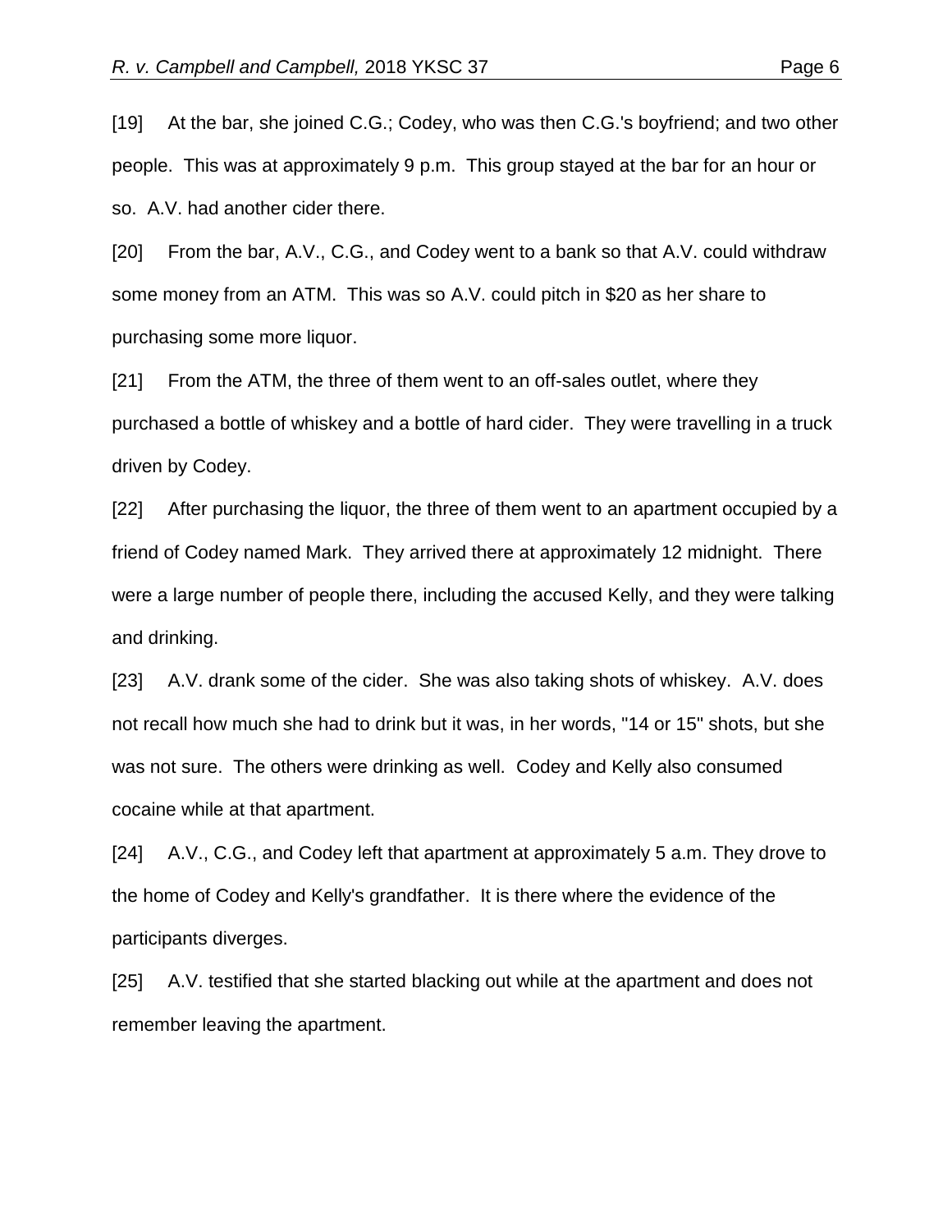[19] At the bar, she joined C.G.; Codey, who was then C.G.'s boyfriend; and two other people. This was at approximately 9 p.m. This group stayed at the bar for an hour or so. A.V. had another cider there.

[20] From the bar, A.V., C.G., and Codey went to a bank so that A.V. could withdraw some money from an ATM. This was so A.V. could pitch in $20 as her share to purchasing some more liquor.

[21] From the ATM, the three of them went to an off-sales outlet, where they purchased a bottle of whiskey and a bottle of hard cider. They were travelling in a truck driven by Codey.

[22] After purchasing the liquor, the three of them went to an apartment occupied by a friend of Codey named Mark. They arrived there at approximately 12 midnight. There were a large number of people there, including the accused Kelly, and they were talking and drinking.

[23] A.V. drank some of the cider. She was also taking shots of whiskey. A.V. does not recall how much she had to drink but it was, in her words, "14 or 15" shots, but she was not sure. The others were drinking as well. Codey and Kelly also consumed cocaine while at that apartment.

[24] A.V., C.G., and Codey left that apartment at approximately 5 a.m. They drove to the home of Codey and Kelly's grandfather. It is there where the evidence of the participants diverges.

[25] A.V. testified that she started blacking out while at the apartment and does not remember leaving the apartment.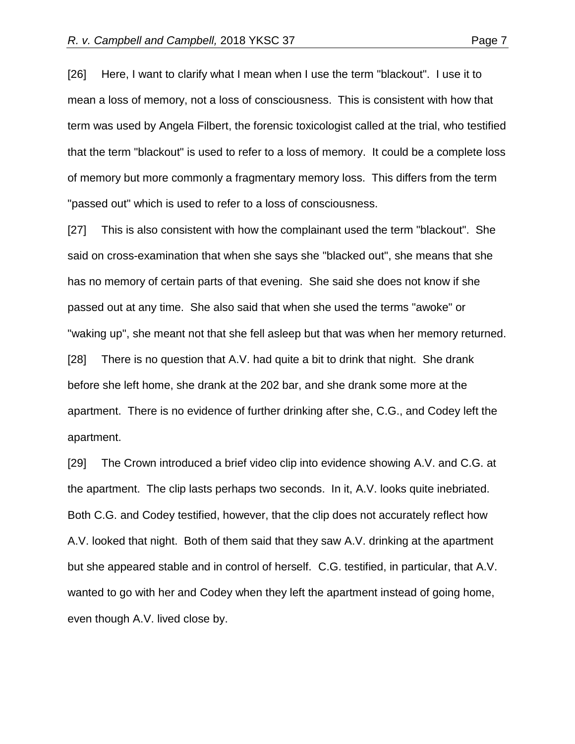[26] Here, I want to clarify what I mean when I use the term "blackout". I use it to mean a loss of memory, not a loss of consciousness. This is consistent with how that term was used by Angela Filbert, the forensic toxicologist called at the trial, who testified that the term "blackout" is used to refer to a loss of memory. It could be a complete loss of memory but more commonly a fragmentary memory loss. This differs from the term "passed out" which is used to refer to a loss of consciousness.

[27] This is also consistent with how the complainant used the term "blackout". She said on cross-examination that when she says she "blacked out", she means that she has no memory of certain parts of that evening. She said she does not know if she passed out at any time. She also said that when she used the terms "awoke" or "waking up", she meant not that she fell asleep but that was when her memory returned.

[28] There is no question that A.V. had quite a bit to drink that night. She drank before she left home, she drank at the 202 bar, and she drank some more at the apartment. There is no evidence of further drinking after she, C.G., and Codey left the apartment.

[29] The Crown introduced a brief video clip into evidence showing A.V. and C.G. at the apartment. The clip lasts perhaps two seconds. In it, A.V. looks quite inebriated. Both C.G. and Codey testified, however, that the clip does not accurately reflect how A.V. looked that night. Both of them said that they saw A.V. drinking at the apartment but she appeared stable and in control of herself. C.G. testified, in particular, that A.V. wanted to go with her and Codey when they left the apartment instead of going home, even though A.V. lived close by.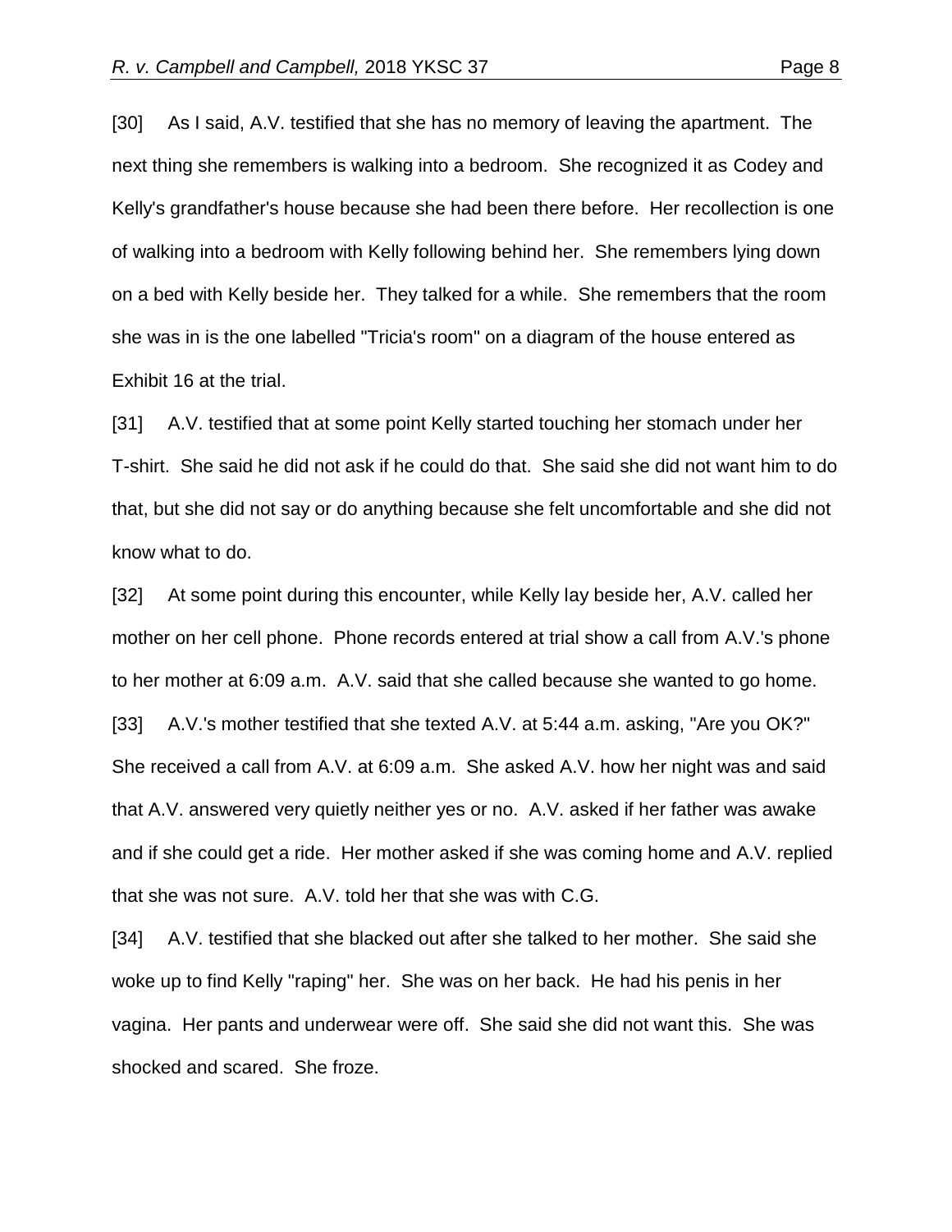[30] As I said, A.V. testified that she has no memory of leaving the apartment. The next thing she remembers is walking into a bedroom. She recognized it as Codey and Kelly's grandfather's house because she had been there before. Her recollection is one of walking into a bedroom with Kelly following behind her. She remembers lying down on a bed with Kelly beside her. They talked for a while. She remembers that the room she was in is the one labelled "Tricia's room" on a diagram of the house entered as Exhibit 16 at the trial.

[31] A.V. testified that at some point Kelly started touching her stomach under her T-shirt. She said he did not ask if he could do that. She said she did not want him to do that, but she did not say or do anything because she felt uncomfortable and she did not know what to do.

[32] At some point during this encounter, while Kelly lay beside her, A.V. called her mother on her cell phone. Phone records entered at trial show a call from A.V.'s phone to her mother at 6:09 a.m. A.V. said that she called because she wanted to go home.

[33] A.V.'s mother testified that she texted A.V. at 5:44 a.m. asking, "Are you OK?" She received a call from A.V. at 6:09 a.m. She asked A.V. how her night was and said that A.V. answered very quietly neither yes or no. A.V. asked if her father was awake and if she could get a ride. Her mother asked if she was coming home and A.V. replied that she was not sure. A.V. told her that she was with C.G.

[34] A.V. testified that she blacked out after she talked to her mother. She said she woke up to find Kelly "raping" her. She was on her back. He had his penis in her vagina. Her pants and underwear were off. She said she did not want this. She was shocked and scared. She froze.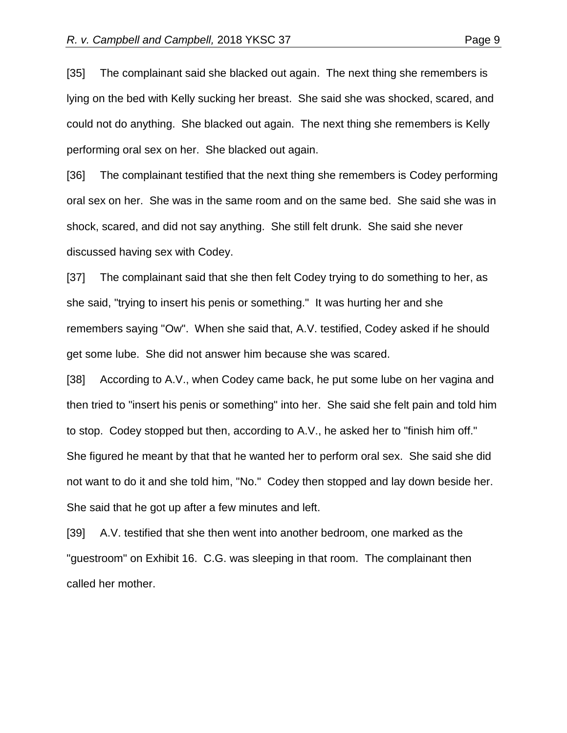[35] The complainant said she blacked out again. The next thing she remembers is lying on the bed with Kelly sucking her breast. She said she was shocked, scared, and could not do anything. She blacked out again. The next thing she remembers is Kelly performing oral sex on her. She blacked out again.

[36] The complainant testified that the next thing she remembers is Codey performing oral sex on her. She was in the same room and on the same bed. She said she was in shock, scared, and did not say anything. She still felt drunk. She said she never discussed having sex with Codey.

[37] The complainant said that she then felt Codey trying to do something to her, as she said, "trying to insert his penis or something." It was hurting her and she remembers saying "Ow". When she said that, A.V. testified, Codey asked if he should get some lube. She did not answer him because she was scared.

[38] According to A.V., when Codey came back, he put some lube on her vagina and then tried to "insert his penis or something" into her. She said she felt pain and told him to stop. Codey stopped but then, according to A.V., he asked her to "finish him off." She figured he meant by that that he wanted her to perform oral sex. She said she did not want to do it and she told him, "No." Codey then stopped and lay down beside her. She said that he got up after a few minutes and left.

[39] A.V. testified that she then went into another bedroom, one marked as the "guestroom" on Exhibit 16. C.G. was sleeping in that room. The complainant then called her mother.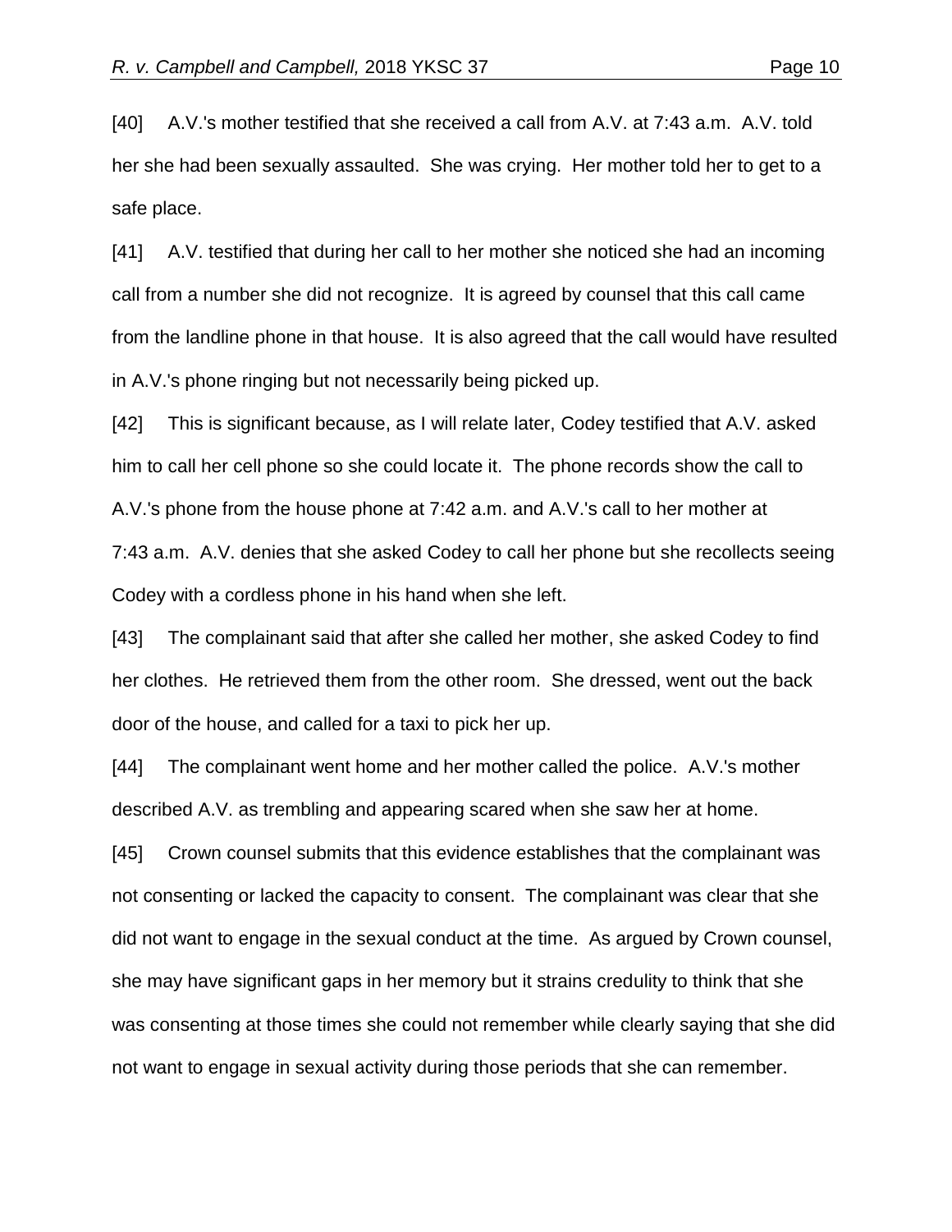[40] A.V.'s mother testified that she received a call from A.V. at 7:43 a.m. A.V. told her she had been sexually assaulted. She was crying. Her mother told her to get to a safe place.

[41] A.V. testified that during her call to her mother she noticed she had an incoming call from a number she did not recognize. It is agreed by counsel that this call came from the landline phone in that house. It is also agreed that the call would have resulted in A.V.'s phone ringing but not necessarily being picked up.

[42] This is significant because, as I will relate later, Codey testified that A.V. asked him to call her cell phone so she could locate it. The phone records show the call to A.V.'s phone from the house phone at 7:42 a.m. and A.V.'s call to her mother at 7:43 a.m. A.V. denies that she asked Codey to call her phone but she recollects seeing Codey with a cordless phone in his hand when she left.

[43] The complainant said that after she called her mother, she asked Codey to find her clothes. He retrieved them from the other room. She dressed, went out the back door of the house, and called for a taxi to pick her up.

[44] The complainant went home and her mother called the police. A.V.'s mother described A.V. as trembling and appearing scared when she saw her at home.

[45] Crown counsel submits that this evidence establishes that the complainant was not consenting or lacked the capacity to consent. The complainant was clear that she did not want to engage in the sexual conduct at the time. As argued by Crown counsel, she may have significant gaps in her memory but it strains credulity to think that she was consenting at those times she could not remember while clearly saying that she did not want to engage in sexual activity during those periods that she can remember.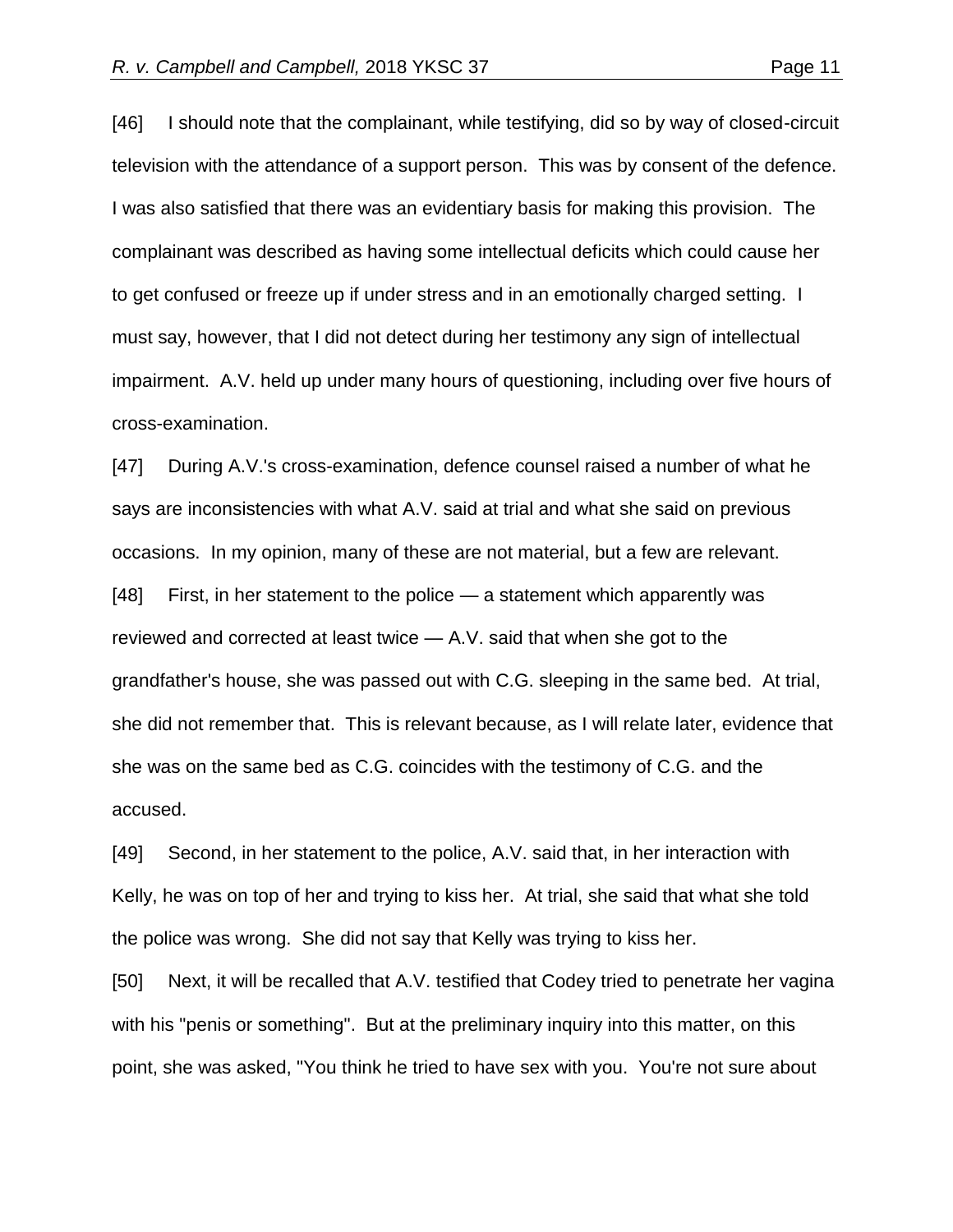[46] I should note that the complainant, while testifying, did so by way of closed-circuit television with the attendance of a support person. This was by consent of the defence. I was also satisfied that there was an evidentiary basis for making this provision. The complainant was described as having some intellectual deficits which could cause her to get confused or freeze up if under stress and in an emotionally charged setting. I must say, however, that I did not detect during her testimony any sign of intellectual impairment. A.V. held up under many hours of questioning, including over five hours of cross-examination.

[47] During A.V.'s cross-examination, defence counsel raised a number of what he says are inconsistencies with what A.V. said at trial and what she said on previous occasions. In my opinion, many of these are not material, but a few are relevant.

[48] First, in her statement to the police — a statement which apparently was reviewed and corrected at least twice — A.V. said that when she got to the grandfather's house, she was passed out with C.G. sleeping in the same bed. At trial, she did not remember that. This is relevant because, as I will relate later, evidence that she was on the same bed as C.G. coincides with the testimony of C.G. and the accused.

[49] Second, in her statement to the police, A.V. said that, in her interaction with Kelly, he was on top of her and trying to kiss her. At trial, she said that what she told the police was wrong. She did not say that Kelly was trying to kiss her.

[50] Next, it will be recalled that A.V. testified that Codey tried to penetrate her vagina with his "penis or something". But at the preliminary inquiry into this matter, on this point, she was asked, "You think he tried to have sex with you. You're not sure about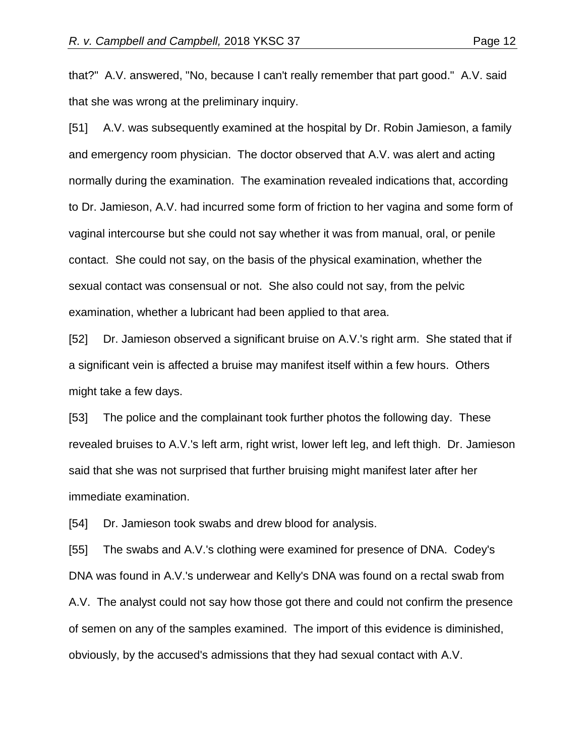that?" A.V. answered, "No, because I can't really remember that part good." A.V. said that she was wrong at the preliminary inquiry.

[51] A.V. was subsequently examined at the hospital by Dr. Robin Jamieson, a family and emergency room physician. The doctor observed that A.V. was alert and acting normally during the examination. The examination revealed indications that, according to Dr. Jamieson, A.V. had incurred some form of friction to her vagina and some form of vaginal intercourse but she could not say whether it was from manual, oral, or penile contact. She could not say, on the basis of the physical examination, whether the sexual contact was consensual or not. She also could not say, from the pelvic examination, whether a lubricant had been applied to that area.

[52] Dr. Jamieson observed a significant bruise on A.V.'s right arm. She stated that if a significant vein is affected a bruise may manifest itself within a few hours. Others might take a few days.

[53] The police and the complainant took further photos the following day. These revealed bruises to A.V.'s left arm, right wrist, lower left leg, and left thigh. Dr. Jamieson said that she was not surprised that further bruising might manifest later after her immediate examination.

[54] Dr. Jamieson took swabs and drew blood for analysis.

[55] The swabs and A.V.'s clothing were examined for presence of DNA. Codey's DNA was found in A.V.'s underwear and Kelly's DNA was found on a rectal swab from A.V. The analyst could not say how those got there and could not confirm the presence of semen on any of the samples examined. The import of this evidence is diminished, obviously, by the accused's admissions that they had sexual contact with A.V.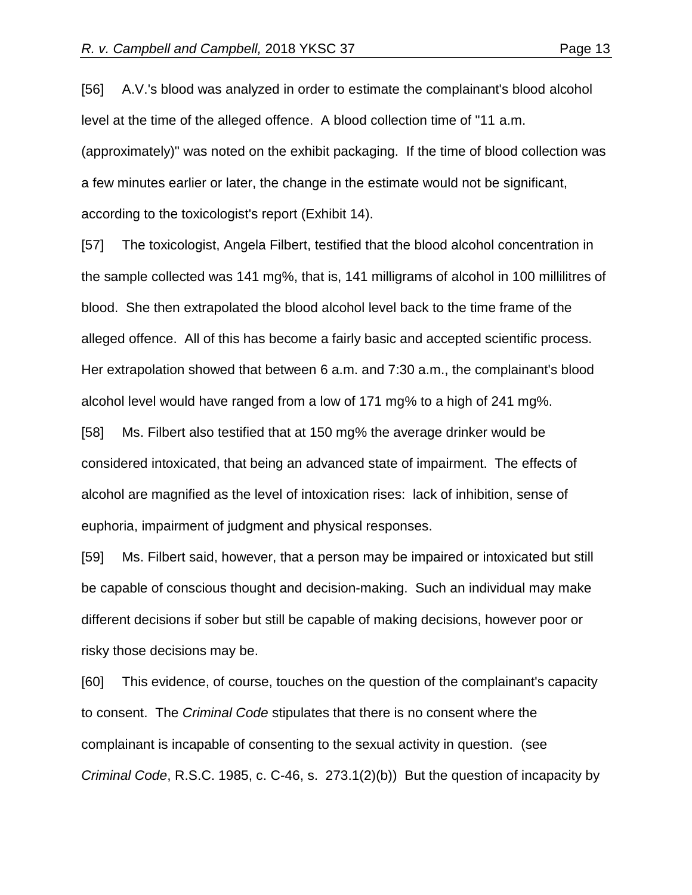[56] A.V.'s blood was analyzed in order to estimate the complainant's blood alcohol level at the time of the alleged offence. A blood collection time of "11 a.m. (approximately)" was noted on the exhibit packaging. If the time of blood collection was a few minutes earlier or later, the change in the estimate would not be significant, according to the toxicologist's report (Exhibit 14).

[57] The toxicologist, Angela Filbert, testified that the blood alcohol concentration in the sample collected was 141 mg%, that is, 141 milligrams of alcohol in 100 millilitres of blood. She then extrapolated the blood alcohol level back to the time frame of the alleged offence. All of this has become a fairly basic and accepted scientific process. Her extrapolation showed that between 6 a.m. and 7:30 a.m., the complainant's blood alcohol level would have ranged from a low of 171 mg% to a high of 241 mg%.

[58] Ms. Filbert also testified that at 150 mg% the average drinker would be considered intoxicated, that being an advanced state of impairment. The effects of alcohol are magnified as the level of intoxication rises: lack of inhibition, sense of euphoria, impairment of judgment and physical responses.

[59] Ms. Filbert said, however, that a person may be impaired or intoxicated but still be capable of conscious thought and decision-making. Such an individual may make different decisions if sober but still be capable of making decisions, however poor or risky those decisions may be.

[60] This evidence, of course, touches on the question of the complainant's capacity to consent. The *Criminal Code* stipulates that there is no consent where the complainant is incapable of consenting to the sexual activity in question. (see *Criminal Code*, R.S.C. 1985, c. C-46, s. 273.1(2)(b)) But the question of incapacity by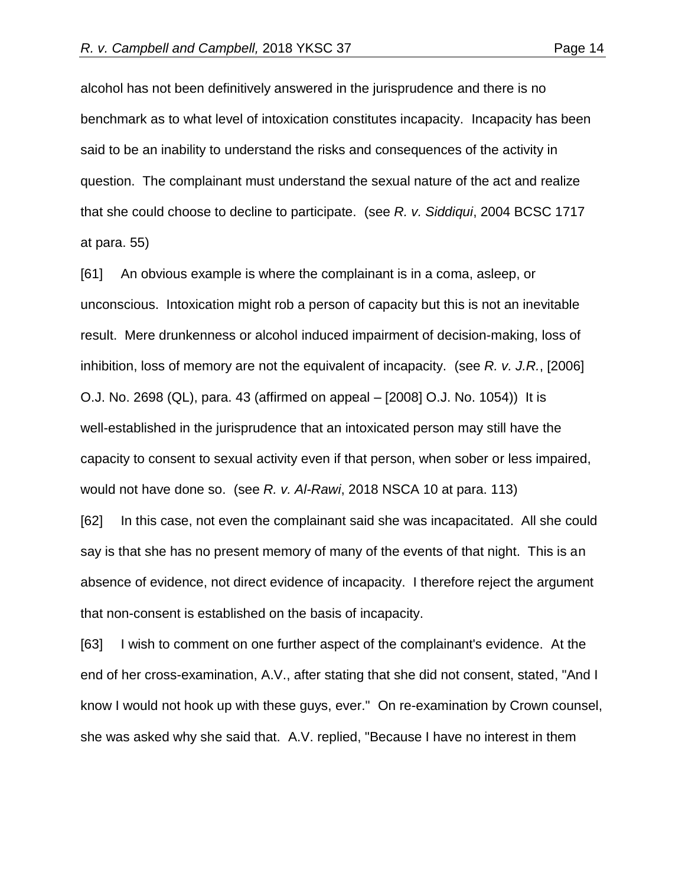alcohol has not been definitively answered in the jurisprudence and there is no benchmark as to what level of intoxication constitutes incapacity. Incapacity has been said to be an inability to understand the risks and consequences of the activity in question. The complainant must understand the sexual nature of the act and realize that she could choose to decline to participate. (see *R. v. Siddiqui*, 2004 BCSC 1717 at para. 55)

[61] An obvious example is where the complainant is in a coma, asleep, or unconscious. Intoxication might rob a person of capacity but this is not an inevitable result. Mere drunkenness or alcohol induced impairment of decision-making, loss of inhibition, loss of memory are not the equivalent of incapacity. (see *R. v. J.R.*, [2006] O.J. No. 2698 (QL), para. 43 (affirmed on appeal – [2008] O.J. No. 1054)) It is well-established in the jurisprudence that an intoxicated person may still have the capacity to consent to sexual activity even if that person, when sober or less impaired, would not have done so. (see *R. v. Al-Rawi*, 2018 NSCA 10 at para. 113)

[62] In this case, not even the complainant said she was incapacitated. All she could say is that she has no present memory of many of the events of that night. This is an absence of evidence, not direct evidence of incapacity. I therefore reject the argument that non-consent is established on the basis of incapacity.

[63] I wish to comment on one further aspect of the complainant's evidence. At the end of her cross-examination, A.V., after stating that she did not consent, stated, "And I know I would not hook up with these guys, ever." On re-examination by Crown counsel, she was asked why she said that. A.V. replied, "Because I have no interest in them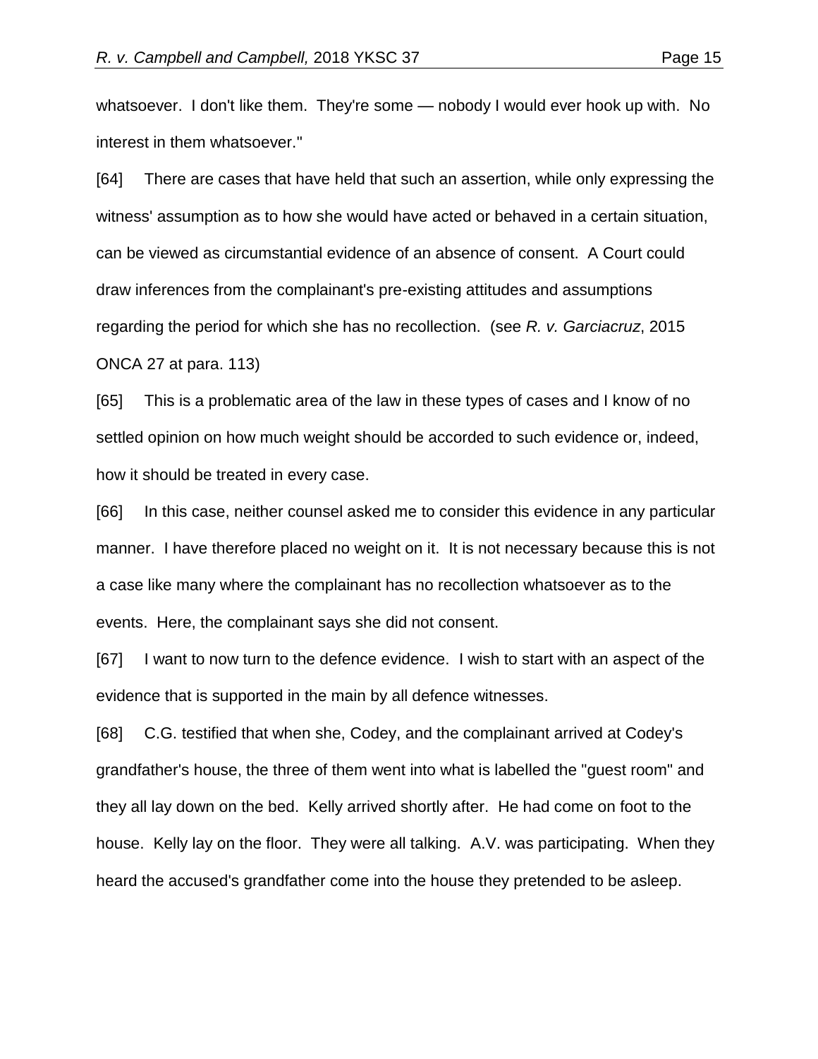whatsoever. I don't like them. They're some — nobody I would ever hook up with. No interest in them whatsoever."

[64] There are cases that have held that such an assertion, while only expressing the witness' assumption as to how she would have acted or behaved in a certain situation, can be viewed as circumstantial evidence of an absence of consent. A Court could draw inferences from the complainant's pre-existing attitudes and assumptions regarding the period for which she has no recollection. (see *R. v. Garciacruz*, 2015 ONCA 27 at para. 113)

[65] This is a problematic area of the law in these types of cases and I know of no settled opinion on how much weight should be accorded to such evidence or, indeed, how it should be treated in every case.

[66] In this case, neither counsel asked me to consider this evidence in any particular manner. I have therefore placed no weight on it. It is not necessary because this is not a case like many where the complainant has no recollection whatsoever as to the events. Here, the complainant says she did not consent.

[67] I want to now turn to the defence evidence. I wish to start with an aspect of the evidence that is supported in the main by all defence witnesses.

[68] C.G. testified that when she, Codey, and the complainant arrived at Codey's grandfather's house, the three of them went into what is labelled the "guest room" and they all lay down on the bed. Kelly arrived shortly after. He had come on foot to the house. Kelly lay on the floor. They were all talking. A.V. was participating. When they heard the accused's grandfather come into the house they pretended to be asleep.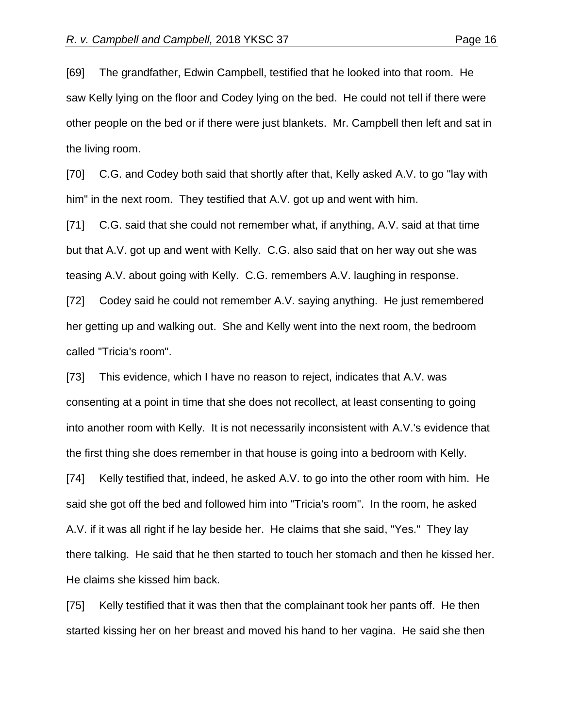[69] The grandfather, Edwin Campbell, testified that he looked into that room. He saw Kelly lying on the floor and Codey lying on the bed. He could not tell if there were other people on the bed or if there were just blankets. Mr. Campbell then left and sat in the living room.

[70] C.G. and Codey both said that shortly after that, Kelly asked A.V. to go "lay with him" in the next room. They testified that A.V. got up and went with him.

[71] C.G. said that she could not remember what, if anything, A.V. said at that time but that A.V. got up and went with Kelly. C.G. also said that on her way out she was teasing A.V. about going with Kelly. C.G. remembers A.V. laughing in response.

[72] Codey said he could not remember A.V. saying anything. He just remembered her getting up and walking out. She and Kelly went into the next room, the bedroom called "Tricia's room".

[73] This evidence, which I have no reason to reject, indicates that A.V. was consenting at a point in time that she does not recollect, at least consenting to going into another room with Kelly. It is not necessarily inconsistent with A.V.'s evidence that the first thing she does remember in that house is going into a bedroom with Kelly.

[74] Kelly testified that, indeed, he asked A.V. to go into the other room with him. He said she got off the bed and followed him into "Tricia's room". In the room, he asked A.V. if it was all right if he lay beside her. He claims that she said, "Yes." They lay there talking. He said that he then started to touch her stomach and then he kissed her. He claims she kissed him back.

[75] Kelly testified that it was then that the complainant took her pants off. He then started kissing her on her breast and moved his hand to her vagina. He said she then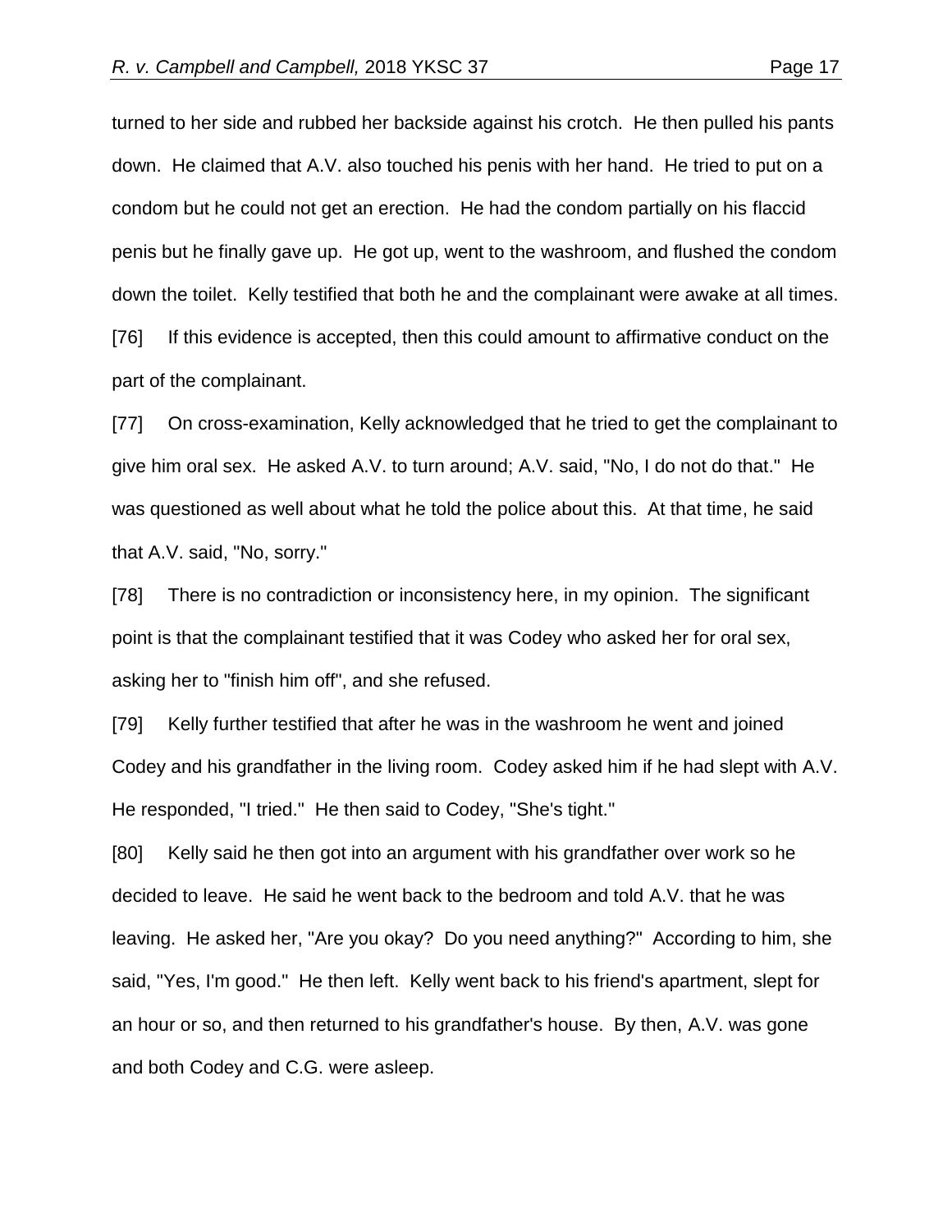turned to her side and rubbed her backside against his crotch. He then pulled his pants down. He claimed that A.V. also touched his penis with her hand. He tried to put on a condom but he could not get an erection. He had the condom partially on his flaccid penis but he finally gave up. He got up, went to the washroom, and flushed the condom down the toilet. Kelly testified that both he and the complainant were awake at all times.

[76] If this evidence is accepted, then this could amount to affirmative conduct on the part of the complainant.

[77] On cross-examination, Kelly acknowledged that he tried to get the complainant to give him oral sex. He asked A.V. to turn around; A.V. said, "No, I do not do that." He was questioned as well about what he told the police about this. At that time, he said that A.V. said, "No, sorry."

[78] There is no contradiction or inconsistency here, in my opinion. The significant point is that the complainant testified that it was Codey who asked her for oral sex, asking her to "finish him off", and she refused.

[79] Kelly further testified that after he was in the washroom he went and joined Codey and his grandfather in the living room. Codey asked him if he had slept with A.V. He responded, "I tried." He then said to Codey, "She's tight."

[80] Kelly said he then got into an argument with his grandfather over work so he decided to leave. He said he went back to the bedroom and told A.V. that he was leaving. He asked her, "Are you okay? Do you need anything?" According to him, she said, "Yes, I'm good." He then left. Kelly went back to his friend's apartment, slept for an hour or so, and then returned to his grandfather's house. By then, A.V. was gone and both Codey and C.G. were asleep.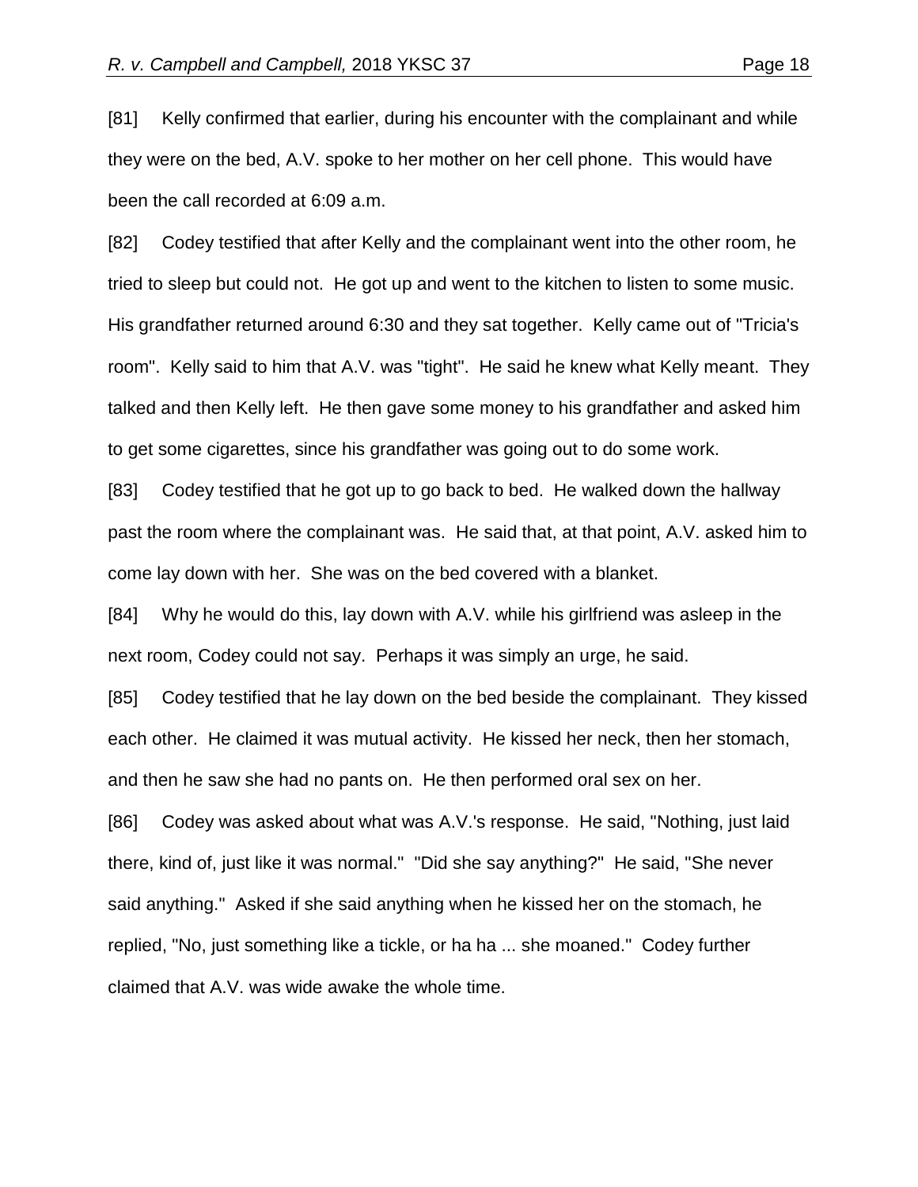[81] Kelly confirmed that earlier, during his encounter with the complainant and while they were on the bed, A.V. spoke to her mother on her cell phone. This would have been the call recorded at 6:09 a.m.

[82] Codey testified that after Kelly and the complainant went into the other room, he tried to sleep but could not. He got up and went to the kitchen to listen to some music. His grandfather returned around 6:30 and they sat together. Kelly came out of "Tricia's room". Kelly said to him that A.V. was "tight". He said he knew what Kelly meant. They talked and then Kelly left. He then gave some money to his grandfather and asked him to get some cigarettes, since his grandfather was going out to do some work.

[83] Codey testified that he got up to go back to bed. He walked down the hallway past the room where the complainant was. He said that, at that point, A.V. asked him to come lay down with her. She was on the bed covered with a blanket.

[84] Why he would do this, lay down with A.V. while his girlfriend was asleep in the next room, Codey could not say. Perhaps it was simply an urge, he said.

[85] Codey testified that he lay down on the bed beside the complainant. They kissed each other. He claimed it was mutual activity. He kissed her neck, then her stomach, and then he saw she had no pants on. He then performed oral sex on her.

[86] Codey was asked about what was A.V.'s response. He said, "Nothing, just laid there, kind of, just like it was normal." "Did she say anything?" He said, "She never said anything." Asked if she said anything when he kissed her on the stomach, he replied, "No, just something like a tickle, or ha ha ... she moaned." Codey further claimed that A.V. was wide awake the whole time.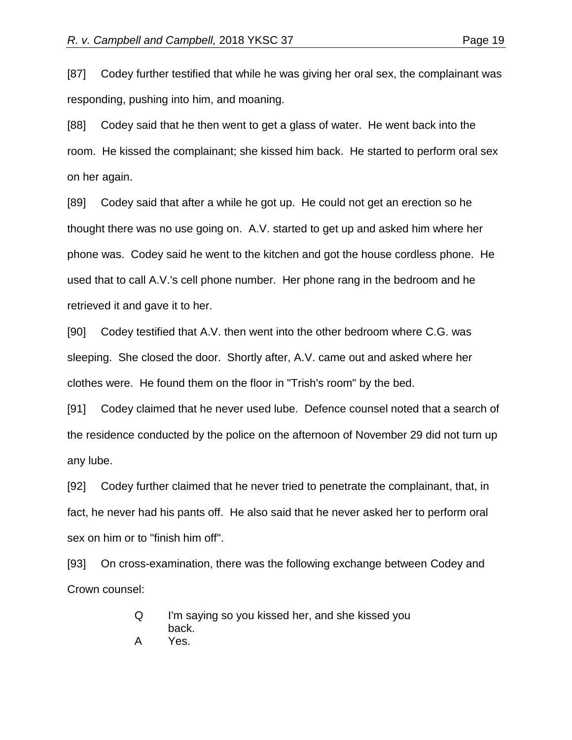[87] Codey further testified that while he was giving her oral sex, the complainant was responding, pushing into him, and moaning.

[88] Codey said that he then went to get a glass of water. He went back into the room. He kissed the complainant; she kissed him back. He started to perform oral sex on her again.

[89] Codey said that after a while he got up. He could not get an erection so he thought there was no use going on. A.V. started to get up and asked him where her phone was. Codey said he went to the kitchen and got the house cordless phone. He used that to call A.V.'s cell phone number. Her phone rang in the bedroom and he retrieved it and gave it to her.

[90] Codey testified that A.V. then went into the other bedroom where C.G. was sleeping. She closed the door. Shortly after, A.V. came out and asked where her clothes were. He found them on the floor in "Trish's room" by the bed.

[91] Codey claimed that he never used lube. Defence counsel noted that a search of the residence conducted by the police on the afternoon of November 29 did not turn up any lube.

[92] Codey further claimed that he never tried to penetrate the complainant, that, in fact, he never had his pants off. He also said that he never asked her to perform oral sex on him or to "finish him off".

[93] On cross-examination, there was the following exchange between Codey and Crown counsel:

> Q I'm saying so you kissed her, and she kissed you back.
>
> A Yes.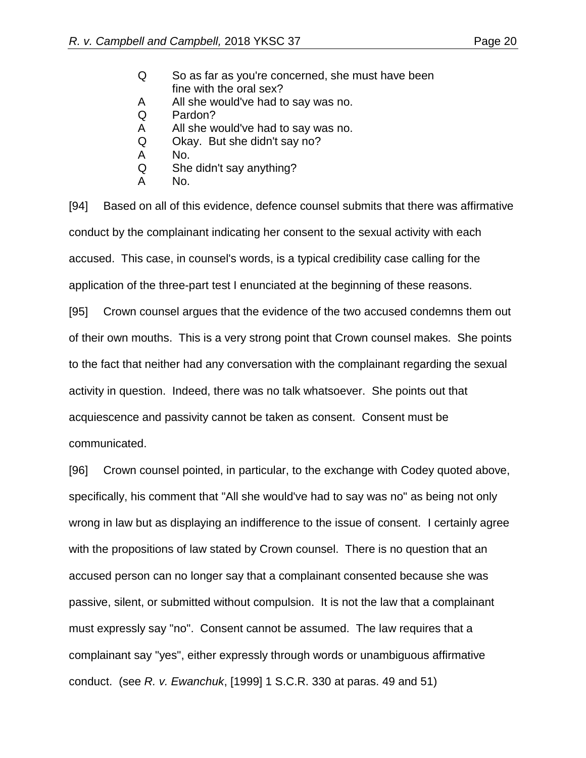Q So as far as you're concerned, she must have been fine with the oral sex?  
A All she would've had to say was no.  
Q Pardon?  
A All she would've had to say was no.  
Q Okay. But she didn't say no?  
A No.  
Q She didn't say anything?  
A No.

[94] Based on all of this evidence, defence counsel submits that there was affirmative conduct by the complainant indicating her consent to the sexual activity with each accused. This case, in counsel's words, is a typical credibility case calling for the application of the three-part test I enunciated at the beginning of these reasons.

[95] Crown counsel argues that the evidence of the two accused condemns them out of their own mouths. This is a very strong point that Crown counsel makes. She points to the fact that neither had any conversation with the complainant regarding the sexual activity in question. Indeed, there was no talk whatsoever. She points out that acquiescence and passivity cannot be taken as consent. Consent must be communicated.

[96] Crown counsel pointed, in particular, to the exchange with Codey quoted above, specifically, his comment that "All she would've had to say was no" as being not only wrong in law but as displaying an indifference to the issue of consent. I certainly agree with the propositions of law stated by Crown counsel. There is no question that an accused person can no longer say that a complainant consented because she was passive, silent, or submitted without compulsion. It is not the law that a complainant must expressly say "no". Consent cannot be assumed. The law requires that a complainant say "yes", either expressly through words or unambiguous affirmative conduct. (see *R. v. Ewanchuk*, [1999] 1 S.C.R. 330 at paras. 49 and 51)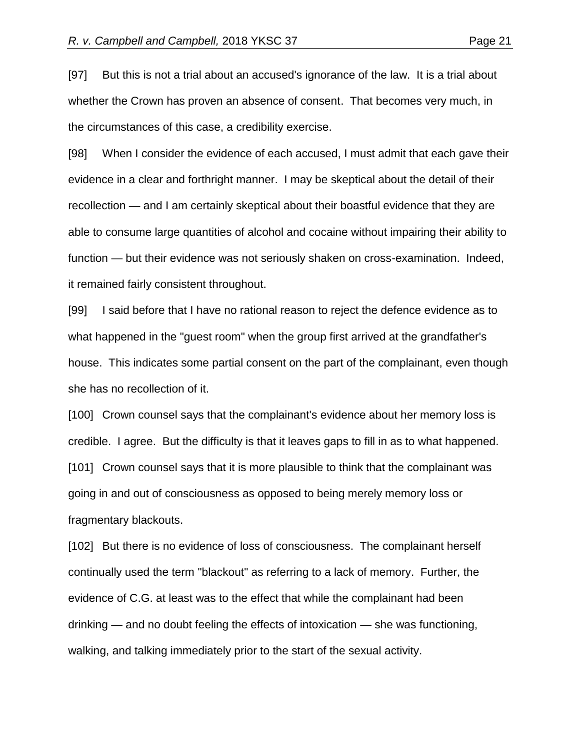[97] But this is not a trial about an accused's ignorance of the law. It is a trial about whether the Crown has proven an absence of consent. That becomes very much, in the circumstances of this case, a credibility exercise.

[98] When I consider the evidence of each accused, I must admit that each gave their evidence in a clear and forthright manner. I may be skeptical about the detail of their recollection — and I am certainly skeptical about their boastful evidence that they are able to consume large quantities of alcohol and cocaine without impairing their ability to function — but their evidence was not seriously shaken on cross-examination. Indeed, it remained fairly consistent throughout.

[99] I said before that I have no rational reason to reject the defence evidence as to what happened in the "guest room" when the group first arrived at the grandfather's house. This indicates some partial consent on the part of the complainant, even though she has no recollection of it.

[100] Crown counsel says that the complainant's evidence about her memory loss is credible. I agree. But the difficulty is that it leaves gaps to fill in as to what happened.

[101] Crown counsel says that it is more plausible to think that the complainant was going in and out of consciousness as opposed to being merely memory loss or fragmentary blackouts.

[102] But there is no evidence of loss of consciousness. The complainant herself continually used the term "blackout" as referring to a lack of memory. Further, the evidence of C.G. at least was to the effect that while the complainant had been drinking — and no doubt feeling the effects of intoxication — she was functioning, walking, and talking immediately prior to the start of the sexual activity.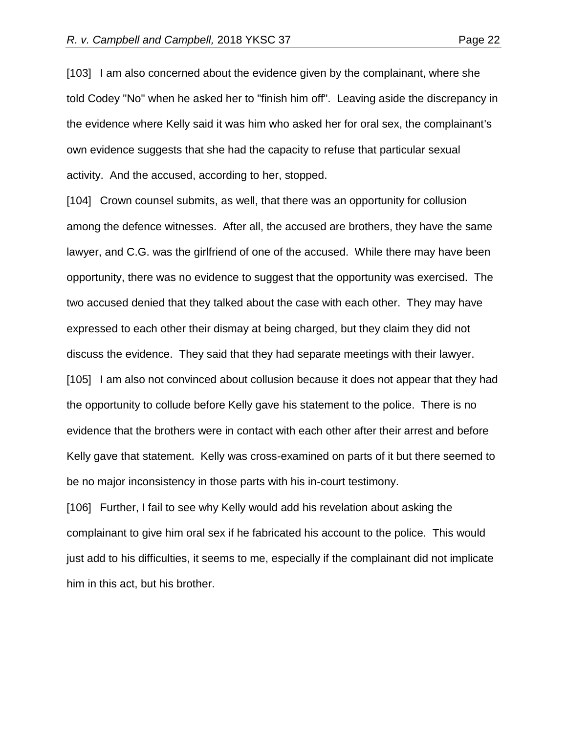[103] I am also concerned about the evidence given by the complainant, where she told Codey "No" when he asked her to "finish him off". Leaving aside the discrepancy in the evidence where Kelly said it was him who asked her for oral sex, the complainant's own evidence suggests that she had the capacity to refuse that particular sexual activity. And the accused, according to her, stopped.

[104] Crown counsel submits, as well, that there was an opportunity for collusion among the defence witnesses. After all, the accused are brothers, they have the same lawyer, and C.G. was the girlfriend of one of the accused. While there may have been opportunity, there was no evidence to suggest that the opportunity was exercised. The two accused denied that they talked about the case with each other. They may have expressed to each other their dismay at being charged, but they claim they did not discuss the evidence. They said that they had separate meetings with their lawyer.

[105] I am also not convinced about collusion because it does not appear that they had the opportunity to collude before Kelly gave his statement to the police. There is no evidence that the brothers were in contact with each other after their arrest and before Kelly gave that statement. Kelly was cross-examined on parts of it but there seemed to be no major inconsistency in those parts with his in-court testimony.

[106] Further, I fail to see why Kelly would add his revelation about asking the complainant to give him oral sex if he fabricated his account to the police. This would just add to his difficulties, it seems to me, especially if the complainant did not implicate him in this act, but his brother.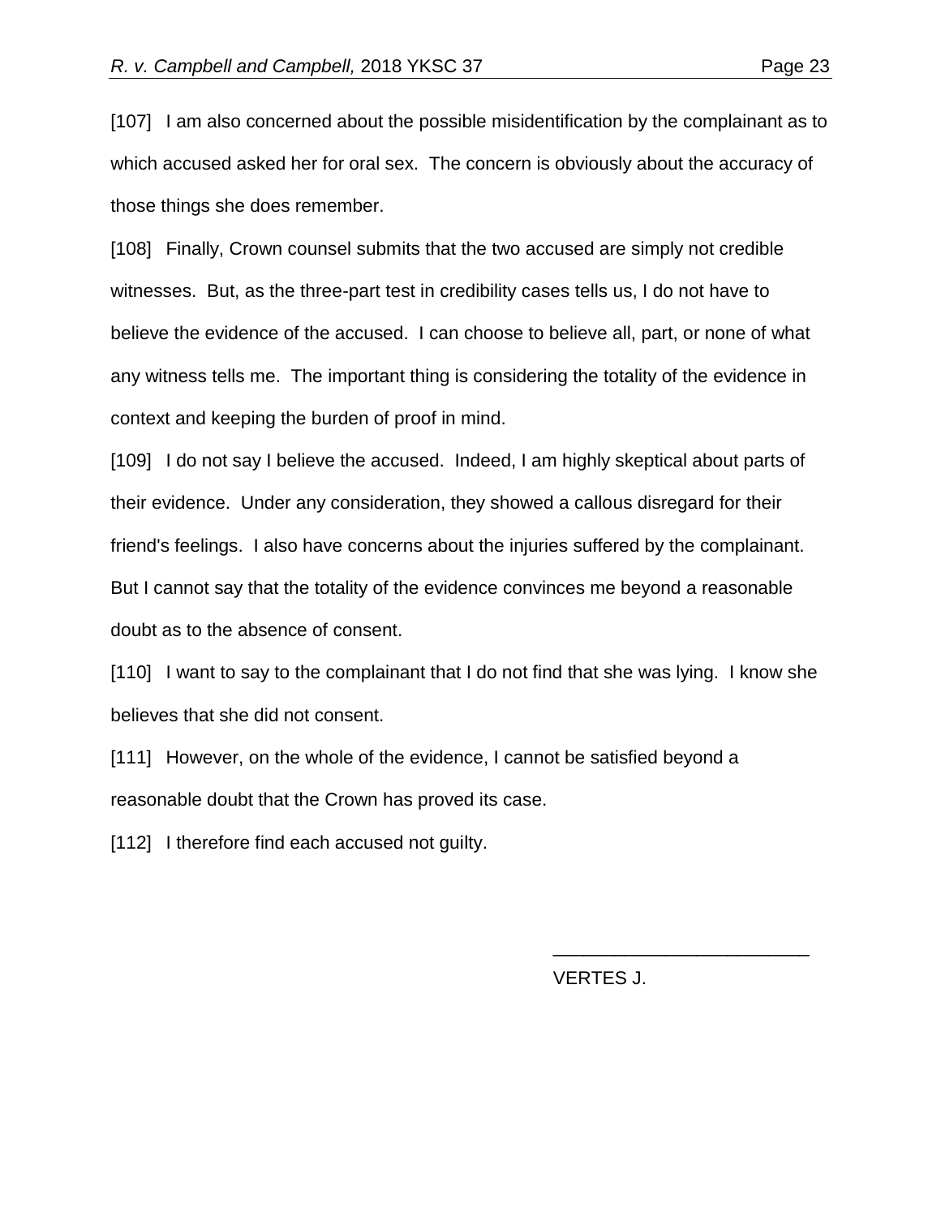[107] I am also concerned about the possible misidentification by the complainant as to which accused asked her for oral sex. The concern is obviously about the accuracy of those things she does remember.

[108] Finally, Crown counsel submits that the two accused are simply not credible witnesses. But, as the three-part test in credibility cases tells us, I do not have to believe the evidence of the accused. I can choose to believe all, part, or none of what any witness tells me. The important thing is considering the totality of the evidence in context and keeping the burden of proof in mind.

[109] I do not say I believe the accused. Indeed, I am highly skeptical about parts of their evidence. Under any consideration, they showed a callous disregard for their friend's feelings. I also have concerns about the injuries suffered by the complainant. But I cannot say that the totality of the evidence convinces me beyond a reasonable doubt as to the absence of consent.

[110] I want to say to the complainant that I do not find that she was lying. I know she believes that she did not consent.

[111] However, on the whole of the evidence, I cannot be satisfied beyond a reasonable doubt that the Crown has proved its case.

[112] I therefore find each accused not guilty.

\_\_\_\_\_\_\_\_\_\_\_\_\_\_\_\_\_\_\_\_\_\_\_\_\_\_

VERTES J.